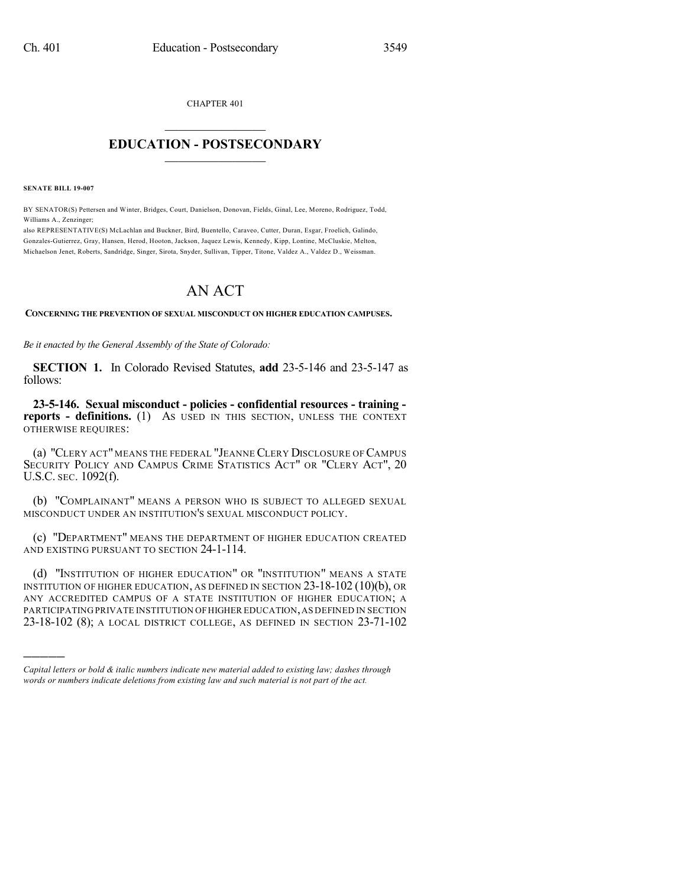CHAPTER 401

# EDUCATION - POSTSECONDARY

**SENATE BILL 19-007**

BY SENATOR(S) Pettersen and Winter, Bridges, Court, Danielson, Donovan, Fields, Ginal, Lee, Moreno, Rodriguez, Todd, Williams A., Zenzinger;

also REPRESENTATIVE(S) McLachlan and Buckner, Bird, Buentello, Caraveo, Cutter, Duran, Esgar, Froelich, Galindo, Gonzales-Gutierrez, Gray, Hansen, Herod, Hooton, Jackson, Jaquez Lewis, Kennedy, Kipp, Lontine, McCluskie, Melton, Michaelson Jenet, Roberts, Sandridge, Singer, Sirota, Snyder, Sullivan, Tipper, Titone, Valdez A., Valdez D., Weissman.

# AN ACT

**CONCERNING THE PREVENTION OF SEXUAL MISCONDUCT ON HIGHER EDUCATION CAMPUSES.**

*Be it enacted by the General Assembly of the State of Colorado:*

**SECTION 1.** In Colorado Revised Statutes, **add** 23-5-146 and 23-5-147 as follows:

**23-5-146. Sexual misconduct - policies - confidential resources - training - reports - definitions.** (1) AS USED IN THIS SECTION, UNLESS THE CONTEXT OTHERWISE REQUIRES:

(a) "CLERY ACT" MEANS THE FEDERAL "JEANNE CLERY DISCLOSURE OF CAMPUS SECURITY POLICY AND CAMPUS CRIME STATISTICS ACT" OR "CLERY ACT", 20 U.S.C. SEC. 1092(f).

(b) "COMPLAINANT" MEANS A PERSON WHO IS SUBJECT TO ALLEGED SEXUAL MISCONDUCT UNDER AN INSTITUTION'S SEXUAL MISCONDUCT POLICY.

(c) "DEPARTMENT" MEANS THE DEPARTMENT OF HIGHER EDUCATION CREATED AND EXISTING PURSUANT TO SECTION 24-1-114.

(d) "INSTITUTION OF HIGHER EDUCATION" OR "INSTITUTION" MEANS A STATE INSTITUTION OF HIGHER EDUCATION, AS DEFINED IN SECTION 23-18-102 (10)(b), OR ANY ACCREDITED CAMPUS OF A STATE INSTITUTION OF HIGHER EDUCATION; A PARTICIPATING PRIVATE INSTITUTION OF HIGHER EDUCATION, AS DEFINED IN SECTION 23-18-102 (8); A LOCAL DISTRICT COLLEGE, AS DEFINED IN SECTION 23-71-102

*Capital letters or bold & italic numbers indicate new material added to existing law; dashes through words or numbers indicate deletions from existing law and such material is not part of the act.*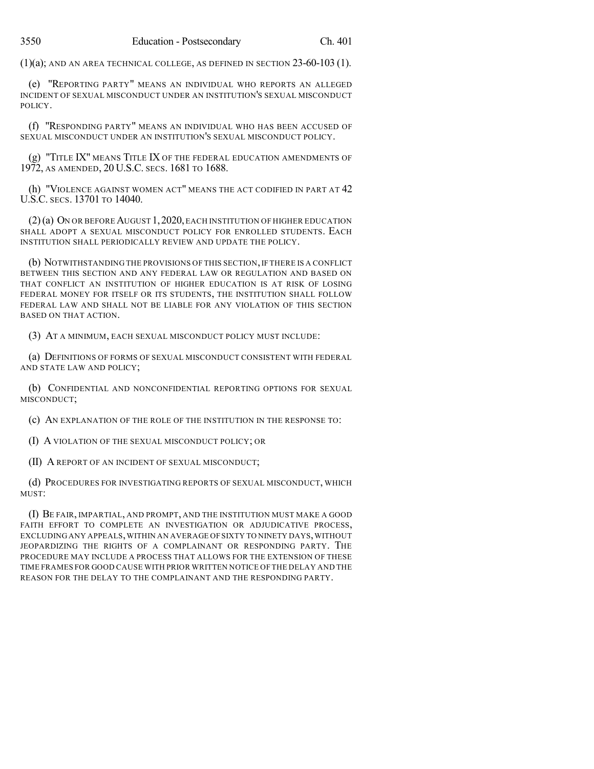(1)(a); AND AN AREA TECHNICAL COLLEGE, AS DEFINED IN SECTION 23-60-103 (1).

(e) "REPORTING PARTY" MEANS AN INDIVIDUAL WHO REPORTS AN ALLEGED INCIDENT OF SEXUAL MISCONDUCT UNDER AN INSTITUTION'S SEXUAL MISCONDUCT POLICY.

(f) "RESPONDING PARTY" MEANS AN INDIVIDUAL WHO HAS BEEN ACCUSED OF SEXUAL MISCONDUCT UNDER AN INSTITUTION'S SEXUAL MISCONDUCT POLICY.

(g) "TITLE IX" MEANS TITLE IX OF THE FEDERAL EDUCATION AMENDMENTS OF 1972, AS AMENDED, 20 U.S.C. SECS. 1681 TO 1688.

(h) "VIOLENCE AGAINST WOMEN ACT" MEANS THE ACT CODIFIED IN PART AT 42 U.S.C. SECS. 13701 TO 14040.

(2) (a) ON OR BEFORE AUGUST 1, 2020, EACH INSTITUTION OF HIGHER EDUCATION SHALL ADOPT A SEXUAL MISCONDUCT POLICY FOR ENROLLED STUDENTS. EACH INSTITUTION SHALL PERIODICALLY REVIEW AND UPDATE THE POLICY.

(b) NOTWITHSTANDING THE PROVISIONS OF THIS SECTION, IF THERE IS A CONFLICT BETWEEN THIS SECTION AND ANY FEDERAL LAW OR REGULATION AND BASED ON THAT CONFLICT AN INSTITUTION OF HIGHER EDUCATION IS AT RISK OF LOSING FEDERAL MONEY FOR ITSELF OR ITS STUDENTS, THE INSTITUTION SHALL FOLLOW FEDERAL LAW AND SHALL NOT BE LIABLE FOR ANY VIOLATION OF THIS SECTION BASED ON THAT ACTION.

(3) AT A MINIMUM, EACH SEXUAL MISCONDUCT POLICY MUST INCLUDE:

(a) DEFINITIONS OF FORMS OF SEXUAL MISCONDUCT CONSISTENT WITH FEDERAL AND STATE LAW AND POLICY;

(b) CONFIDENTIAL AND NONCONFIDENTIAL REPORTING OPTIONS FOR SEXUAL MISCONDUCT;

(c) AN EXPLANATION OF THE ROLE OF THE INSTITUTION IN THE RESPONSE TO:

(I) A VIOLATION OF THE SEXUAL MISCONDUCT POLICY; OR

(II) A REPORT OF AN INCIDENT OF SEXUAL MISCONDUCT;

(d) PROCEDURES FOR INVESTIGATING REPORTS OF SEXUAL MISCONDUCT, WHICH MUST:

(I) BE FAIR, IMPARTIAL, AND PROMPT, AND THE INSTITUTION MUST MAKE A GOOD FAITH EFFORT TO COMPLETE AN INVESTIGATION OR ADJUDICATIVE PROCESS, EXCLUDING ANY APPEALS, WITHIN AN AVERAGE OF SIXTY TO NINETY DAYS, WITHOUT JEOPARDIZING THE RIGHTS OF A COMPLAINANT OR RESPONDING PARTY. THE PROCEDURE MAY INCLUDE A PROCESS THAT ALLOWS FOR THE EXTENSION OF THESE TIME FRAMES FOR GOOD CAUSE WITH PRIOR WRITTEN NOTICE OF THE DELAY AND THE REASON FOR THE DELAY TO THE COMPLAINANT AND THE RESPONDING PARTY.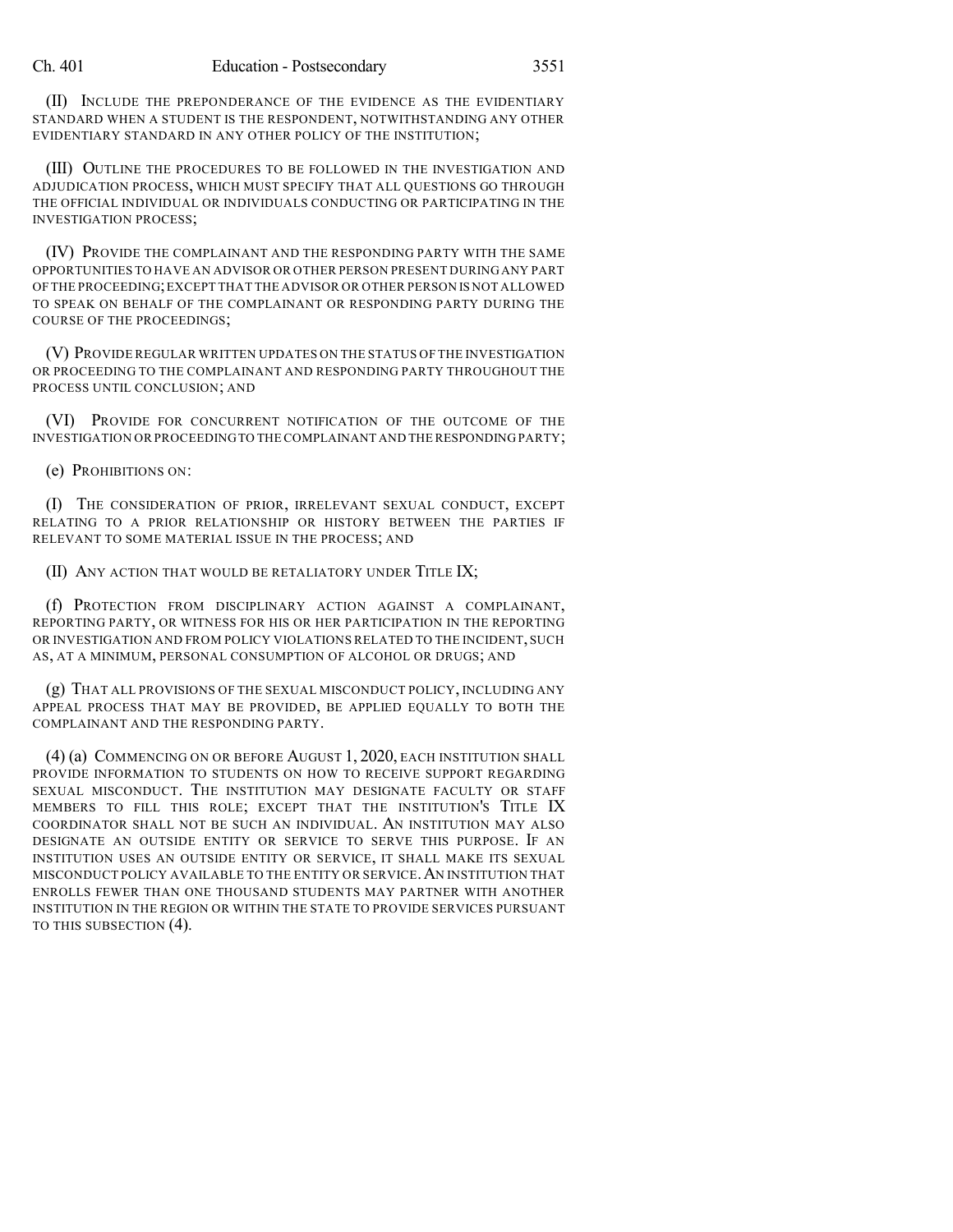(II) INCLUDE THE PREPONDERANCE OF THE EVIDENCE AS THE EVIDENTIARY STANDARD WHEN A STUDENT IS THE RESPONDENT, NOTWITHSTANDING ANY OTHER EVIDENTIARY STANDARD IN ANY OTHER POLICY OF THE INSTITUTION;

(III) OUTLINE THE PROCEDURES TO BE FOLLOWED IN THE INVESTIGATION AND ADJUDICATION PROCESS, WHICH MUST SPECIFY THAT ALL QUESTIONS GO THROUGH THE OFFICIAL INDIVIDUAL OR INDIVIDUALS CONDUCTING OR PARTICIPATING IN THE INVESTIGATION PROCESS;

(IV) PROVIDE THE COMPLAINANT AND THE RESPONDING PARTY WITH THE SAME OPPORTUNITIES TO HAVE AN ADVISOR OR OTHER PERSON PRESENT DURING ANY PART OF THE PROCEEDING; EXCEPT THAT THE ADVISOR OR OTHER PERSON IS NOT ALLOWED TO SPEAK ON BEHALF OF THE COMPLAINANT OR RESPONDING PARTY DURING THE COURSE OF THE PROCEEDINGS;

(V) PROVIDE REGULAR WRITTEN UPDATES ON THE STATUS OF THE INVESTIGATION OR PROCEEDING TO THE COMPLAINANT AND RESPONDING PARTY THROUGHOUT THE PROCESS UNTIL CONCLUSION; AND

(VI) PROVIDE FOR CONCURRENT NOTIFICATION OF THE OUTCOME OF THE INVESTIGATION OR PROCEEDING TO THE COMPLAINANT AND THE RESPONDING PARTY;

(e) PROHIBITIONS ON:

(I) THE CONSIDERATION OF PRIOR, IRRELEVANT SEXUAL CONDUCT, EXCEPT RELATING TO A PRIOR RELATIONSHIP OR HISTORY BETWEEN THE PARTIES IF RELEVANT TO SOME MATERIAL ISSUE IN THE PROCESS; AND

(II) ANY ACTION THAT WOULD BE RETALIATORY UNDER TITLE IX;

(f) PROTECTION FROM DISCIPLINARY ACTION AGAINST A COMPLAINANT, REPORTING PARTY, OR WITNESS FOR HIS OR HER PARTICIPATION IN THE REPORTING OR INVESTIGATION AND FROM POLICY VIOLATIONS RELATED TO THE INCIDENT, SUCH AS, AT A MINIMUM, PERSONAL CONSUMPTION OF ALCOHOL OR DRUGS; AND

(g) THAT ALL PROVISIONS OF THE SEXUAL MISCONDUCT POLICY, INCLUDING ANY APPEAL PROCESS THAT MAY BE PROVIDED, BE APPLIED EQUALLY TO BOTH THE COMPLAINANT AND THE RESPONDING PARTY.

(4) (a) COMMENCING ON OR BEFORE AUGUST 1, 2020, EACH INSTITUTION SHALL PROVIDE INFORMATION TO STUDENTS ON HOW TO RECEIVE SUPPORT REGARDING SEXUAL MISCONDUCT. THE INSTITUTION MAY DESIGNATE FACULTY OR STAFF MEMBERS TO FILL THIS ROLE; EXCEPT THAT THE INSTITUTION'S TITLE IX COORDINATOR SHALL NOT BE SUCH AN INDIVIDUAL. AN INSTITUTION MAY ALSO DESIGNATE AN OUTSIDE ENTITY OR SERVICE TO SERVE THIS PURPOSE. IF AN INSTITUTION USES AN OUTSIDE ENTITY OR SERVICE, IT SHALL MAKE ITS SEXUAL MISCONDUCT POLICY AVAILABLE TO THE ENTITY OR SERVICE. AN INSTITUTION THAT ENROLLS FEWER THAN ONE THOUSAND STUDENTS MAY PARTNER WITH ANOTHER INSTITUTION IN THE REGION OR WITHIN THE STATE TO PROVIDE SERVICES PURSUANT TO THIS SUBSECTION (4).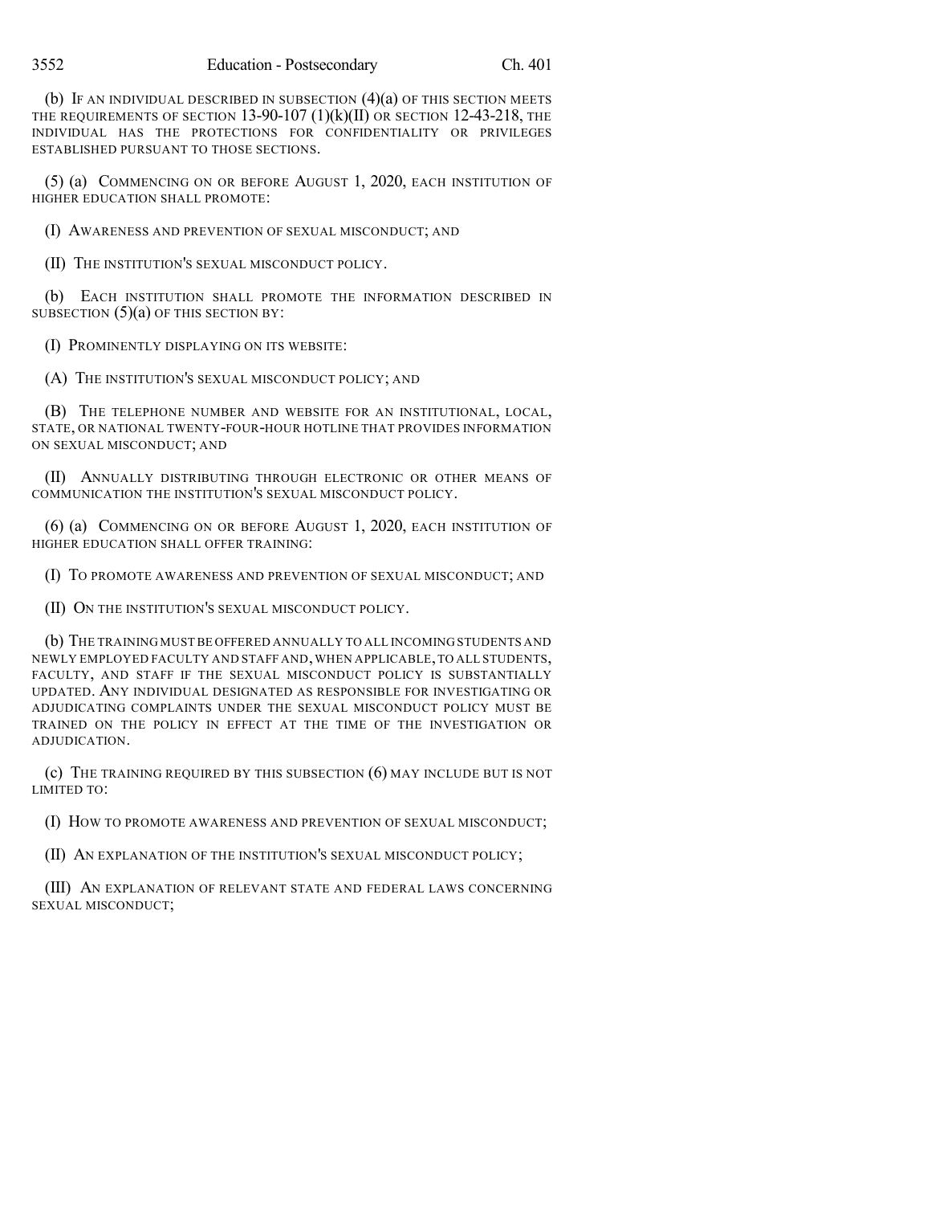(b) IF AN INDIVIDUAL DESCRIBED IN SUBSECTION (4)(a) OF THIS SECTION MEETS THE REQUIREMENTS OF SECTION 13-90-107 (1)(k)(II) OR SECTION 12-43-218, THE INDIVIDUAL HAS THE PROTECTIONS FOR CONFIDENTIALITY OR PRIVILEGES ESTABLISHED PURSUANT TO THOSE SECTIONS.

(5) (a) COMMENCING ON OR BEFORE AUGUST 1, 2020, EACH INSTITUTION OF HIGHER EDUCATION SHALL PROMOTE:

(I) AWARENESS AND PREVENTION OF SEXUAL MISCONDUCT; AND

(II) THE INSTITUTION'S SEXUAL MISCONDUCT POLICY.

(b) EACH INSTITUTION SHALL PROMOTE THE INFORMATION DESCRIBED IN SUBSECTION (5)(a) OF THIS SECTION BY:

(I) PROMINENTLY DISPLAYING ON ITS WEBSITE:

(A) THE INSTITUTION'S SEXUAL MISCONDUCT POLICY; AND

(B) THE TELEPHONE NUMBER AND WEBSITE FOR AN INSTITUTIONAL, LOCAL, STATE, OR NATIONAL TWENTY-FOUR-HOUR HOTLINE THAT PROVIDES INFORMATION ON SEXUAL MISCONDUCT; AND

(II) ANNUALLY DISTRIBUTING THROUGH ELECTRONIC OR OTHER MEANS OF COMMUNICATION THE INSTITUTION'S SEXUAL MISCONDUCT POLICY.

(6) (a) COMMENCING ON OR BEFORE AUGUST 1, 2020, EACH INSTITUTION OF HIGHER EDUCATION SHALL OFFER TRAINING:

(I) TO PROMOTE AWARENESS AND PREVENTION OF SEXUAL MISCONDUCT; AND

(II) ON THE INSTITUTION'S SEXUAL MISCONDUCT POLICY.

(b) THE TRAINING MUST BE OFFERED ANNUALLY TO ALL INCOMING STUDENTS AND NEWLY EMPLOYED FACULTY AND STAFF AND, WHEN APPLICABLE, TO ALL STUDENTS, FACULTY, AND STAFF IF THE SEXUAL MISCONDUCT POLICY IS SUBSTANTIALLY UPDATED. ANY INDIVIDUAL DESIGNATED AS RESPONSIBLE FOR INVESTIGATING OR ADJUDICATING COMPLAINTS UNDER THE SEXUAL MISCONDUCT POLICY MUST BE TRAINED ON THE POLICY IN EFFECT AT THE TIME OF THE INVESTIGATION OR ADJUDICATION.

(c) THE TRAINING REQUIRED BY THIS SUBSECTION (6) MAY INCLUDE BUT IS NOT LIMITED TO:

(I) HOW TO PROMOTE AWARENESS AND PREVENTION OF SEXUAL MISCONDUCT;

(II) AN EXPLANATION OF THE INSTITUTION'S SEXUAL MISCONDUCT POLICY;

(III) AN EXPLANATION OF RELEVANT STATE AND FEDERAL LAWS CONCERNING SEXUAL MISCONDUCT;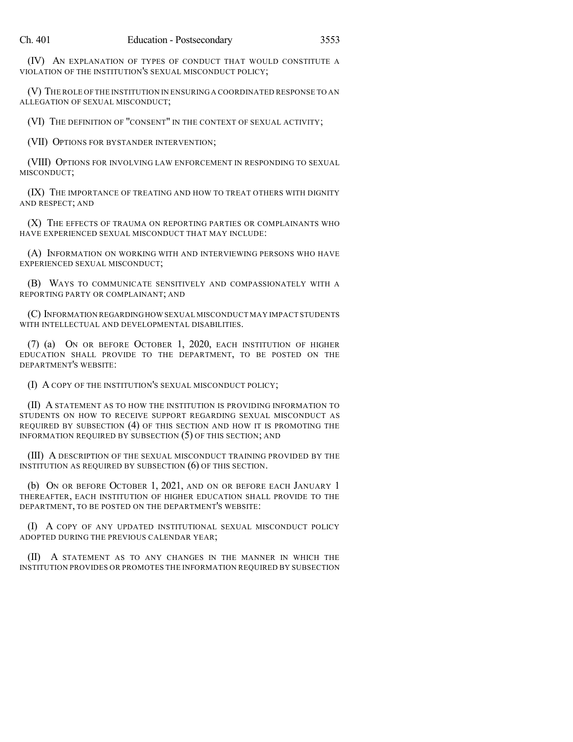(IV) AN EXPLANATION OF TYPES OF CONDUCT THAT WOULD CONSTITUTE A VIOLATION OF THE INSTITUTION'S SEXUAL MISCONDUCT POLICY;

(V) THE ROLE OF THE INSTITUTION IN ENSURING A COORDINATED RESPONSE TO AN ALLEGATION OF SEXUAL MISCONDUCT;

(VI) THE DEFINITION OF "CONSENT" IN THE CONTEXT OF SEXUAL ACTIVITY;

(VII) OPTIONS FOR BYSTANDER INTERVENTION;

(VIII) OPTIONS FOR INVOLVING LAW ENFORCEMENT IN RESPONDING TO SEXUAL MISCONDUCT;

(IX) THE IMPORTANCE OF TREATING AND HOW TO TREAT OTHERS WITH DIGNITY AND RESPECT; AND

(X) THE EFFECTS OF TRAUMA ON REPORTING PARTIES OR COMPLAINANTS WHO HAVE EXPERIENCED SEXUAL MISCONDUCT THAT MAY INCLUDE:

(A) INFORMATION ON WORKING WITH AND INTERVIEWING PERSONS WHO HAVE EXPERIENCED SEXUAL MISCONDUCT;

(B) WAYS TO COMMUNICATE SENSITIVELY AND COMPASSIONATELY WITH A REPORTING PARTY OR COMPLAINANT; AND

(C) INFORMATION REGARDING HOW SEXUAL MISCONDUCT MAY IMPACT STUDENTS WITH INTELLECTUAL AND DEVELOPMENTAL DISABILITIES.

(7) (a) ON OR BEFORE OCTOBER 1, 2020, EACH INSTITUTION OF HIGHER EDUCATION SHALL PROVIDE TO THE DEPARTMENT, TO BE POSTED ON THE DEPARTMENT'S WEBSITE:

(I) A COPY OF THE INSTITUTION'S SEXUAL MISCONDUCT POLICY;

(II) A STATEMENT AS TO HOW THE INSTITUTION IS PROVIDING INFORMATION TO STUDENTS ON HOW TO RECEIVE SUPPORT REGARDING SEXUAL MISCONDUCT AS REQUIRED BY SUBSECTION (4) OF THIS SECTION AND HOW IT IS PROMOTING THE INFORMATION REQUIRED BY SUBSECTION (5) OF THIS SECTION; AND

(III) A DESCRIPTION OF THE SEXUAL MISCONDUCT TRAINING PROVIDED BY THE INSTITUTION AS REQUIRED BY SUBSECTION (6) OF THIS SECTION.

(b) ON OR BEFORE OCTOBER 1, 2021, AND ON OR BEFORE EACH JANUARY 1 THEREAFTER, EACH INSTITUTION OF HIGHER EDUCATION SHALL PROVIDE TO THE DEPARTMENT, TO BE POSTED ON THE DEPARTMENT'S WEBSITE:

(I) A COPY OF ANY UPDATED INSTITUTIONAL SEXUAL MISCONDUCT POLICY ADOPTED DURING THE PREVIOUS CALENDAR YEAR;

(II) A STATEMENT AS TO ANY CHANGES IN THE MANNER IN WHICH THE INSTITUTION PROVIDES OR PROMOTES THE INFORMATION REQUIRED BY SUBSECTION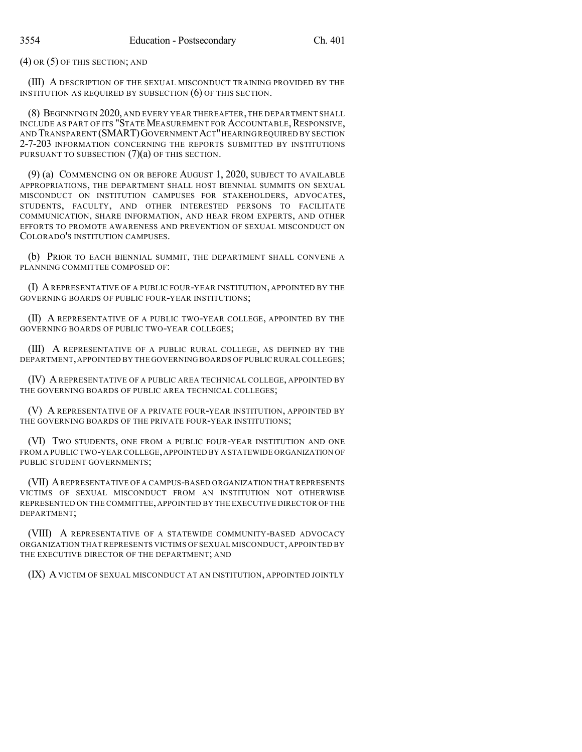(4) OR (5) OF THIS SECTION; AND

(III) A DESCRIPTION OF THE SEXUAL MISCONDUCT TRAINING PROVIDED BY THE INSTITUTION AS REQUIRED BY SUBSECTION (6) OF THIS SECTION.

(8) BEGINNING IN 2020, AND EVERY YEAR THEREAFTER, THE DEPARTMENT SHALL INCLUDE AS PART OF ITS "STATE MEASUREMENT FOR ACCOUNTABLE, RESPONSIVE, AND TRANSPARENT (SMART) GOVERNMENT ACT" HEARING REQUIRED BY SECTION 2-7-203 INFORMATION CONCERNING THE REPORTS SUBMITTED BY INSTITUTIONS PURSUANT TO SUBSECTION (7)(a) OF THIS SECTION.

(9) (a) COMMENCING ON OR BEFORE AUGUST 1, 2020, SUBJECT TO AVAILABLE APPROPRIATIONS, THE DEPARTMENT SHALL HOST BIENNIAL SUMMITS ON SEXUAL MISCONDUCT ON INSTITUTION CAMPUSES FOR STAKEHOLDERS, ADVOCATES, STUDENTS, FACULTY, AND OTHER INTERESTED PERSONS TO FACILITATE COMMUNICATION, SHARE INFORMATION, AND HEAR FROM EXPERTS, AND OTHER EFFORTS TO PROMOTE AWARENESS AND PREVENTION OF SEXUAL MISCONDUCT ON COLORADO'S INSTITUTION CAMPUSES.

(b) PRIOR TO EACH BIENNIAL SUMMIT, THE DEPARTMENT SHALL CONVENE A PLANNING COMMITTEE COMPOSED OF:

(I) A REPRESENTATIVE OF A PUBLIC FOUR-YEAR INSTITUTION, APPOINTED BY THE GOVERNING BOARDS OF PUBLIC FOUR-YEAR INSTITUTIONS;

(II) A REPRESENTATIVE OF A PUBLIC TWO-YEAR COLLEGE, APPOINTED BY THE GOVERNING BOARDS OF PUBLIC TWO-YEAR COLLEGES;

(III) A REPRESENTATIVE OF A PUBLIC RURAL COLLEGE, AS DEFINED BY THE DEPARTMENT, APPOINTED BY THE GOVERNING BOARDS OF PUBLIC RURAL COLLEGES;

(IV) A REPRESENTATIVE OF A PUBLIC AREA TECHNICAL COLLEGE, APPOINTED BY THE GOVERNING BOARDS OF PUBLIC AREA TECHNICAL COLLEGES;

(V) A REPRESENTATIVE OF A PRIVATE FOUR-YEAR INSTITUTION, APPOINTED BY THE GOVERNING BOARDS OF THE PRIVATE FOUR-YEAR INSTITUTIONS;

(VI) TWO STUDENTS, ONE FROM A PUBLIC FOUR-YEAR INSTITUTION AND ONE FROM A PUBLIC TWO-YEAR COLLEGE, APPOINTED BY A STATEWIDE ORGANIZATION OF PUBLIC STUDENT GOVERNMENTS;

(VII) A REPRESENTATIVE OF A CAMPUS-BASED ORGANIZATION THAT REPRESENTS VICTIMS OF SEXUAL MISCONDUCT FROM AN INSTITUTION NOT OTHERWISE REPRESENTED ON THE COMMITTEE, APPOINTED BY THE EXECUTIVE DIRECTOR OF THE DEPARTMENT;

(VIII) A REPRESENTATIVE OF A STATEWIDE COMMUNITY-BASED ADVOCACY ORGANIZATION THAT REPRESENTS VICTIMS OF SEXUAL MISCONDUCT, APPOINTED BY THE EXECUTIVE DIRECTOR OF THE DEPARTMENT; AND

(IX) A VICTIM OF SEXUAL MISCONDUCT AT AN INSTITUTION, APPOINTED JOINTLY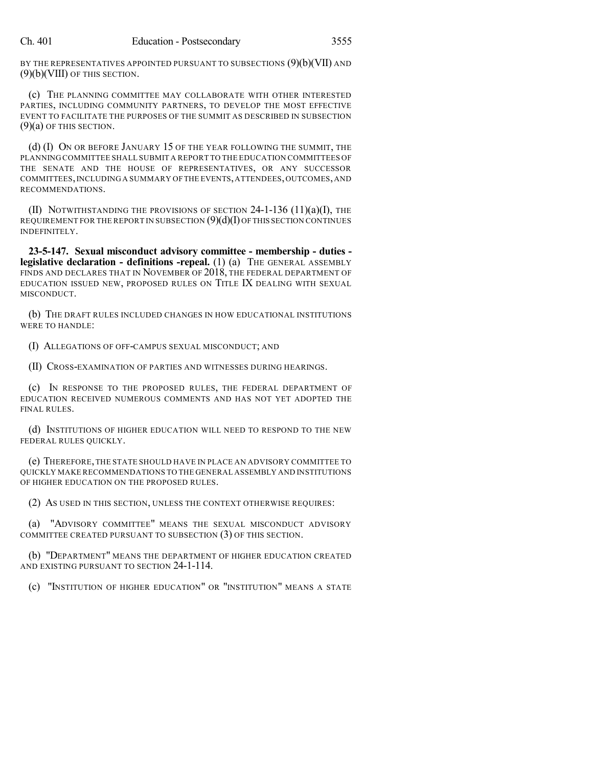BY THE REPRESENTATIVES APPOINTED PURSUANT TO SUBSECTIONS (9)(b)(VII) AND (9)(b)(VIII) OF THIS SECTION.

(c) THE PLANNING COMMITTEE MAY COLLABORATE WITH OTHER INTERESTED PARTIES, INCLUDING COMMUNITY PARTNERS, TO DEVELOP THE MOST EFFECTIVE EVENT TO FACILITATE THE PURPOSES OF THE SUMMIT AS DESCRIBED IN SUBSECTION (9)(a) OF THIS SECTION.

(d) (I) ON OR BEFORE JANUARY 15 OF THE YEAR FOLLOWING THE SUMMIT, THE PLANNING COMMITTEE SHALL SUBMIT A REPORT TO THE EDUCATION COMMITTEES OF THE SENATE AND THE HOUSE OF REPRESENTATIVES, OR ANY SUCCESSOR COMMITTEES, INCLUDING A SUMMARY OF THE EVENTS, ATTENDEES, OUTCOMES, AND RECOMMENDATIONS.

(II) NOTWITHSTANDING THE PROVISIONS OF SECTION 24-1-136 (11)(a)(I), THE REQUIREMENT FOR THE REPORT IN SUBSECTION (9)(d)(I) OF THIS SECTION CONTINUES INDEFINITELY.

**23-5-147. Sexual misconduct advisory committee - membership - duties - legislative declaration - definitions -repeal.** (1) (a) THE GENERAL ASSEMBLY FINDS AND DECLARES THAT IN NOVEMBER OF 2018, THE FEDERAL DEPARTMENT OF EDUCATION ISSUED NEW, PROPOSED RULES ON TITLE IX DEALING WITH SEXUAL MISCONDUCT.

(b) THE DRAFT RULES INCLUDED CHANGES IN HOW EDUCATIONAL INSTITUTIONS WERE TO HANDLE:

(I) ALLEGATIONS OF OFF-CAMPUS SEXUAL MISCONDUCT; AND

(II) CROSS-EXAMINATION OF PARTIES AND WITNESSES DURING HEARINGS.

(c) IN RESPONSE TO THE PROPOSED RULES, THE FEDERAL DEPARTMENT OF EDUCATION RECEIVED NUMEROUS COMMENTS AND HAS NOT YET ADOPTED THE FINAL RULES.

(d) INSTITUTIONS OF HIGHER EDUCATION WILL NEED TO RESPOND TO THE NEW FEDERAL RULES QUICKLY.

(e) THEREFORE, THE STATE SHOULD HAVE IN PLACE AN ADVISORY COMMITTEE TO QUICKLY MAKE RECOMMENDATIONS TO THE GENERAL ASSEMBLY AND INSTITUTIONS OF HIGHER EDUCATION ON THE PROPOSED RULES.

(2) AS USED IN THIS SECTION, UNLESS THE CONTEXT OTHERWISE REQUIRES:

(a) "ADVISORY COMMITTEE" MEANS THE SEXUAL MISCONDUCT ADVISORY COMMITTEE CREATED PURSUANT TO SUBSECTION (3) OF THIS SECTION.

(b) "DEPARTMENT" MEANS THE DEPARTMENT OF HIGHER EDUCATION CREATED AND EXISTING PURSUANT TO SECTION 24-1-114.

(c) "INSTITUTION OF HIGHER EDUCATION" OR "INSTITUTION" MEANS A STATE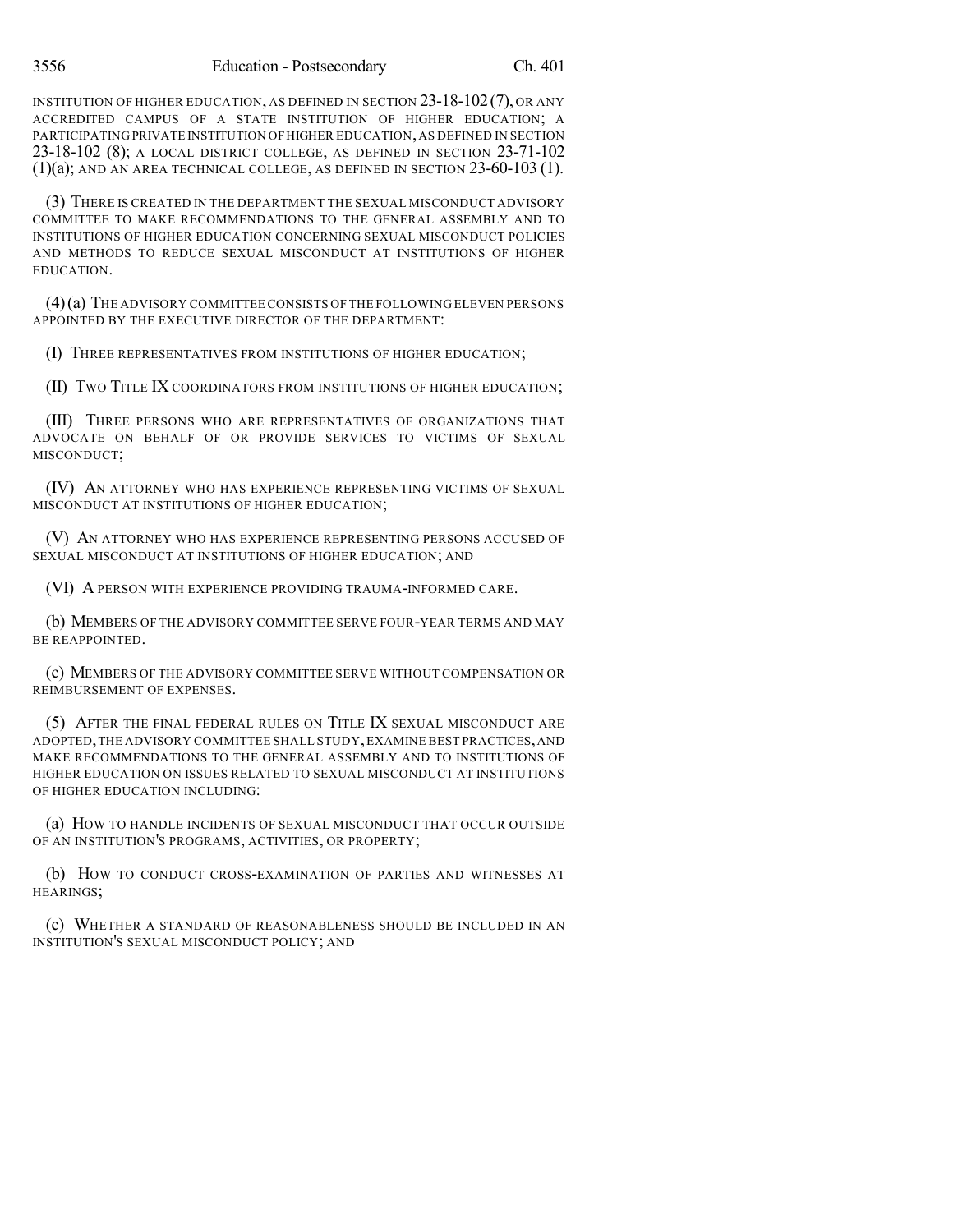INSTITUTION OF HIGHER EDUCATION, AS DEFINED IN SECTION 23-18-102 (7), OR ANY ACCREDITED CAMPUS OF A STATE INSTITUTION OF HIGHER EDUCATION; A PARTICIPATING PRIVATE INSTITUTION OF HIGHER EDUCATION, AS DEFINED IN SECTION 23-18-102 (8); A LOCAL DISTRICT COLLEGE, AS DEFINED IN SECTION 23-71-102 (1)(a); AND AN AREA TECHNICAL COLLEGE, AS DEFINED IN SECTION 23-60-103 (1).

(3) THERE IS CREATED IN THE DEPARTMENT THE SEXUAL MISCONDUCT ADVISORY COMMITTEE TO MAKE RECOMMENDATIONS TO THE GENERAL ASSEMBLY AND TO INSTITUTIONS OF HIGHER EDUCATION CONCERNING SEXUAL MISCONDUCT POLICIES AND METHODS TO REDUCE SEXUAL MISCONDUCT AT INSTITUTIONS OF HIGHER EDUCATION.

(4) (a) THE ADVISORY COMMITTEE CONSISTS OF THE FOLLOWING ELEVEN PERSONS APPOINTED BY THE EXECUTIVE DIRECTOR OF THE DEPARTMENT:

(I) THREE REPRESENTATIVES FROM INSTITUTIONS OF HIGHER EDUCATION;

(II) TWO TITLE IX COORDINATORS FROM INSTITUTIONS OF HIGHER EDUCATION;

(III) THREE PERSONS WHO ARE REPRESENTATIVES OF ORGANIZATIONS THAT ADVOCATE ON BEHALF OF OR PROVIDE SERVICES TO VICTIMS OF SEXUAL MISCONDUCT;

(IV) AN ATTORNEY WHO HAS EXPERIENCE REPRESENTING VICTIMS OF SEXUAL MISCONDUCT AT INSTITUTIONS OF HIGHER EDUCATION;

(V) AN ATTORNEY WHO HAS EXPERIENCE REPRESENTING PERSONS ACCUSED OF SEXUAL MISCONDUCT AT INSTITUTIONS OF HIGHER EDUCATION; AND

(VI) A PERSON WITH EXPERIENCE PROVIDING TRAUMA-INFORMED CARE.

(b) MEMBERS OF THE ADVISORY COMMITTEE SERVE FOUR-YEAR TERMS AND MAY BE REAPPOINTED.

(c) MEMBERS OF THE ADVISORY COMMITTEE SERVE WITHOUT COMPENSATION OR REIMBURSEMENT OF EXPENSES.

(5) AFTER THE FINAL FEDERAL RULES ON TITLE IX SEXUAL MISCONDUCT ARE ADOPTED, THE ADVISORY COMMITTEE SHALL STUDY, EXAMINE BEST PRACTICES, AND MAKE RECOMMENDATIONS TO THE GENERAL ASSEMBLY AND TO INSTITUTIONS OF HIGHER EDUCATION ON ISSUES RELATED TO SEXUAL MISCONDUCT AT INSTITUTIONS OF HIGHER EDUCATION INCLUDING:

(a) HOW TO HANDLE INCIDENTS OF SEXUAL MISCONDUCT THAT OCCUR OUTSIDE OF AN INSTITUTION'S PROGRAMS, ACTIVITIES, OR PROPERTY;

(b) HOW TO CONDUCT CROSS-EXAMINATION OF PARTIES AND WITNESSES AT HEARINGS;

(c) WHETHER A STANDARD OF REASONABLENESS SHOULD BE INCLUDED IN AN INSTITUTION'S SEXUAL MISCONDUCT POLICY; AND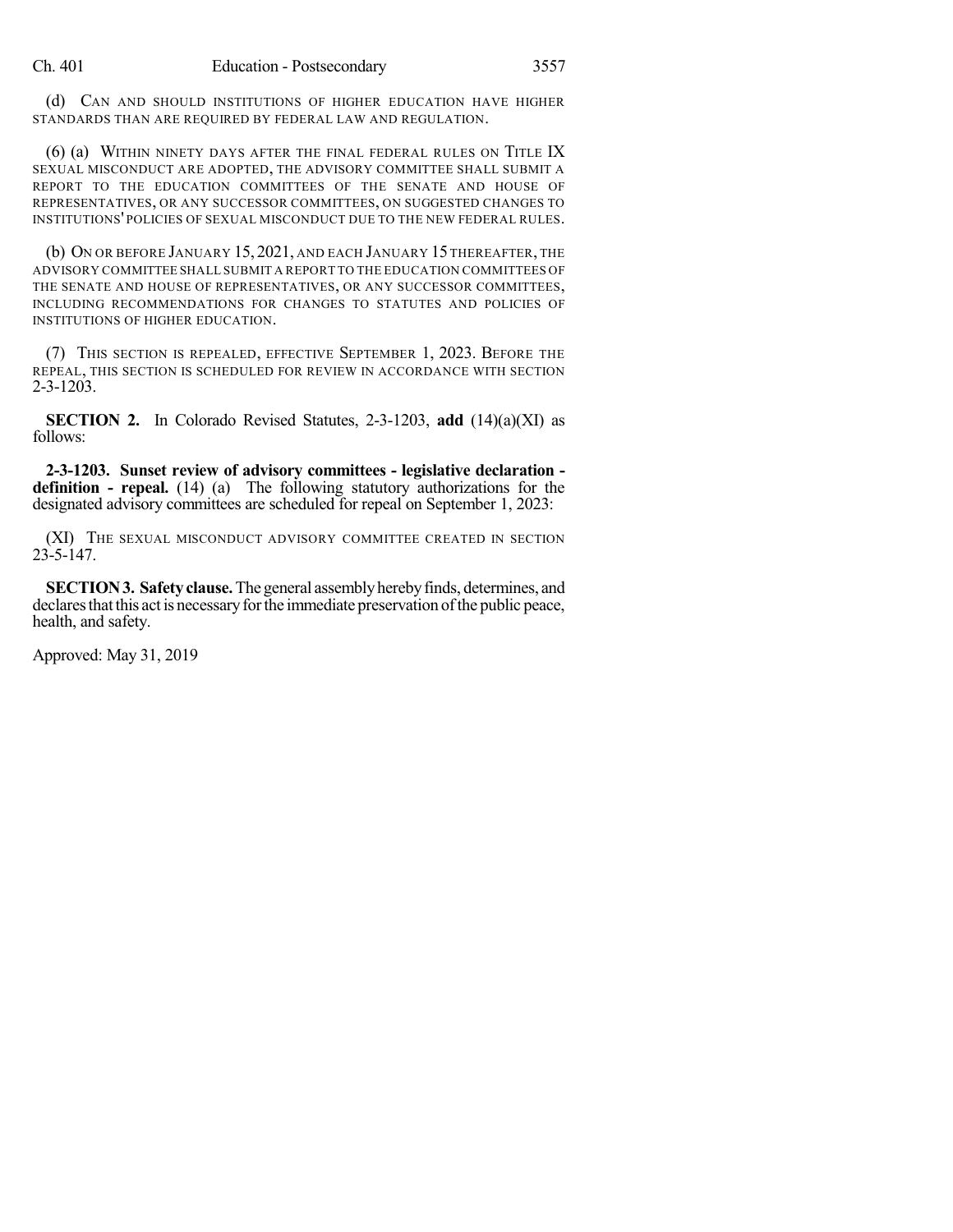(d) CAN AND SHOULD INSTITUTIONS OF HIGHER EDUCATION HAVE HIGHER STANDARDS THAN ARE REQUIRED BY FEDERAL LAW AND REGULATION.

(6) (a) WITHIN NINETY DAYS AFTER THE FINAL FEDERAL RULES ON TITLE IX SEXUAL MISCONDUCT ARE ADOPTED, THE ADVISORY COMMITTEE SHALL SUBMIT A REPORT TO THE EDUCATION COMMITTEES OF THE SENATE AND HOUSE OF REPRESENTATIVES, OR ANY SUCCESSOR COMMITTEES, ON SUGGESTED CHANGES TO INSTITUTIONS' POLICIES OF SEXUAL MISCONDUCT DUE TO THE NEW FEDERAL RULES.

(b) ON OR BEFORE JANUARY 15, 2021, AND EACH JANUARY 15 THEREAFTER, THE ADVISORY COMMITTEE SHALL SUBMIT A REPORT TO THE EDUCATION COMMITTEES OF THE SENATE AND HOUSE OF REPRESENTATIVES, OR ANY SUCCESSOR COMMITTEES, INCLUDING RECOMMENDATIONS FOR CHANGES TO STATUTES AND POLICIES OF INSTITUTIONS OF HIGHER EDUCATION.

(7) THIS SECTION IS REPEALED, EFFECTIVE SEPTEMBER 1, 2023. BEFORE THE REPEAL, THIS SECTION IS SCHEDULED FOR REVIEW IN ACCORDANCE WITH SECTION 2-3-1203.

**SECTION 2.** In Colorado Revised Statutes, 2-3-1203, **add** (14)(a)(XI) as follows:

**2-3-1203. Sunset review of advisory committees - legislative declaration - definition - repeal.** (14) (a) The following statutory authorizations for the designated advisory committees are scheduled for repeal on September 1, 2023:

(XI) THE SEXUAL MISCONDUCT ADVISORY COMMITTEE CREATED IN SECTION 23-5-147.

**SECTION 3. Safety clause.** The general assembly hereby finds, determines, and declares that this act is necessary for the immediate preservation of the public peace, health, and safety.

Approved: May 31, 2019